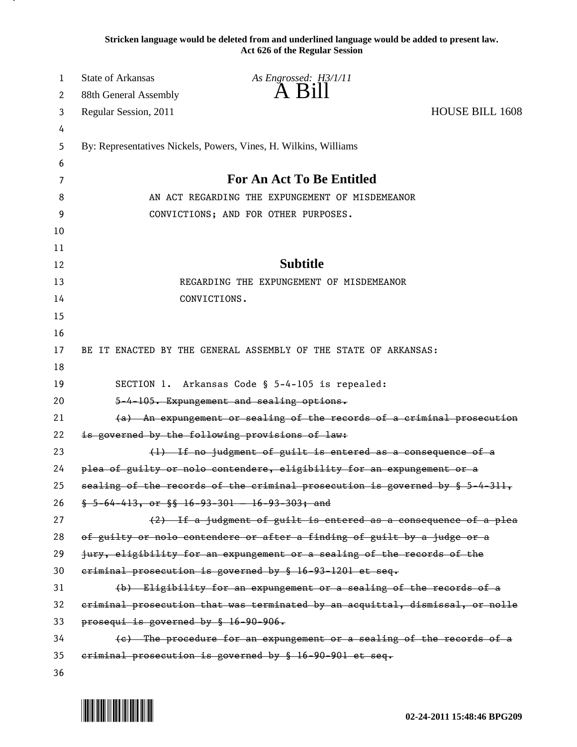**Stricken language would be deleted from and underlined language would be added to present law.**
**Act 626 of the Regular Session**

State of Arkansas *As Engrossed: H3/1/11*
88th General Assembly **A Bill**
Regular Session, 2011 HOUSE BILL 1608

By: Representatives Nickels, Powers, Vines, H. Wilkins, Williams

# For An Act To Be Entitled

AN ACT REGARDING THE EXPUNGEMENT OF MISDEMEANOR CONVICTIONS; AND FOR OTHER PURPOSES.

## Subtitle

REGARDING THE EXPUNGEMENT OF MISDEMEANOR CONVICTIONS.

BE IT ENACTED BY THE GENERAL ASSEMBLY OF THE STATE OF ARKANSAS:

SECTION 1. Arkansas Code § 5-4-105 is repealed:

~~5-4-105. Expungement and sealing options.~~

~~(a) An expungement or sealing of the records of a criminal prosecution is governed by the following provisions of law:~~

~~(1) If no judgment of guilt is entered as a consequence of a plea of guilty or nolo contendere, eligibility for an expungement or a sealing of the records of the criminal prosecution is governed by § 5-4-311, § 5-64-413, or §§ 16-93-301 — 16-93-303; and~~

~~(2) If a judgment of guilt is entered as a consequence of a plea of guilty or nolo contendere or after a finding of guilt by a judge or a jury, eligibility for an expungement or a sealing of the records of the criminal prosecution is governed by § 16-93-1201 et seq.~~

~~(b) Eligibility for an expungement or a sealing of the records of a criminal prosecution that was terminated by an acquittal, dismissal, or nolle prosequi is governed by § 16-90-906.~~

~~(c) The procedure for an expungement or a sealing of the records of a criminal prosecution is governed by § 16-90-901 et seq.~~

02-24-2011 15:48:46 BPG209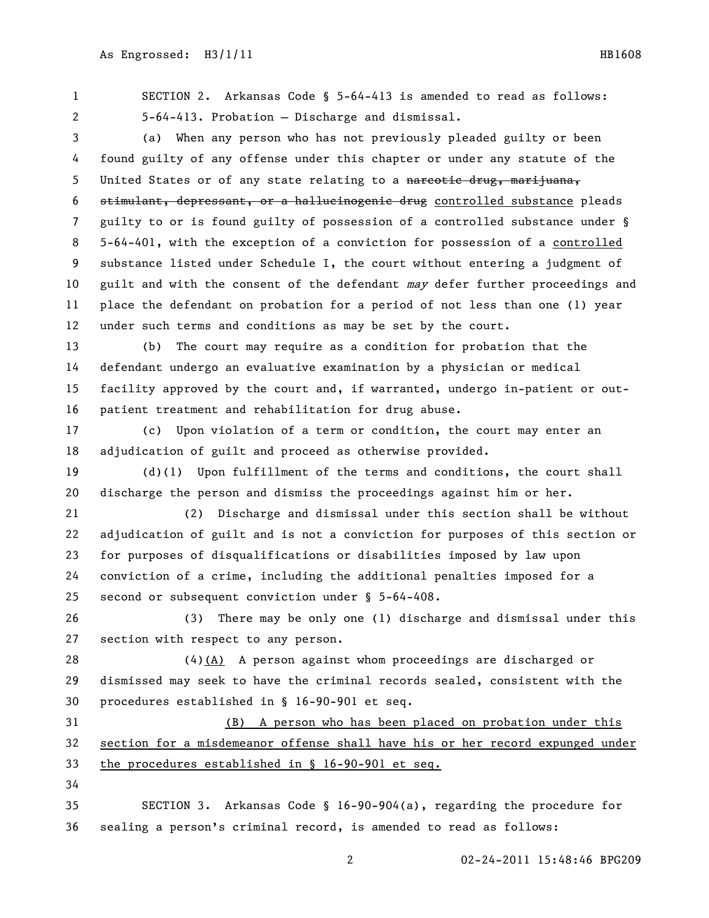SECTION 2. Arkansas Code § 5-64-413 is amended to read as follows:

5-64-413. Probation — Discharge and dismissal.

(a) When any person who has not previously pleaded guilty or been found guilty of any offense under this chapter or under any statute of the United States or of any state relating to a ~~narcotic drug, marijuana, stimulant, depressant, or a hallucinogenic drug~~ <u>controlled substance</u> pleads guilty to or is found guilty of possession of a controlled substance under § 5-64-401, with the exception of a conviction for possession of a <u>controlled</u> substance listed under Schedule I, the court without entering a judgment of guilt and with the consent of the defendant *may* defer further proceedings and place the defendant on probation for a period of not less than one (1) year under such terms and conditions as may be set by the court.

(b) The court may require as a condition for probation that the defendant undergo an evaluative examination by a physician or medical facility approved by the court and, if warranted, undergo in-patient or out-patient treatment and rehabilitation for drug abuse.

(c) Upon violation of a term or condition, the court may enter an adjudication of guilt and proceed as otherwise provided.

(d)(1) Upon fulfillment of the terms and conditions, the court shall discharge the person and dismiss the proceedings against him or her.

(2) Discharge and dismissal under this section shall be without adjudication of guilt and is not a conviction for purposes of this section or for purposes of disqualifications or disabilities imposed by law upon conviction of a crime, including the additional penalties imposed for a second or subsequent conviction under § 5-64-408.

(3) There may be only one (1) discharge and dismissal under this section with respect to any person.

(4)<u>(A)</u> A person against whom proceedings are discharged or dismissed may seek to have the criminal records sealed, consistent with the procedures established in § 16-90-901 et seq.

<u>(B) A person who has been placed on probation under this section for a misdemeanor offense shall have his or her record expunged under the procedures established in § 16-90-901 et seq.</u>

SECTION 3. Arkansas Code § 16-90-904(a), regarding the procedure for sealing a person's criminal record, is amended to read as follows: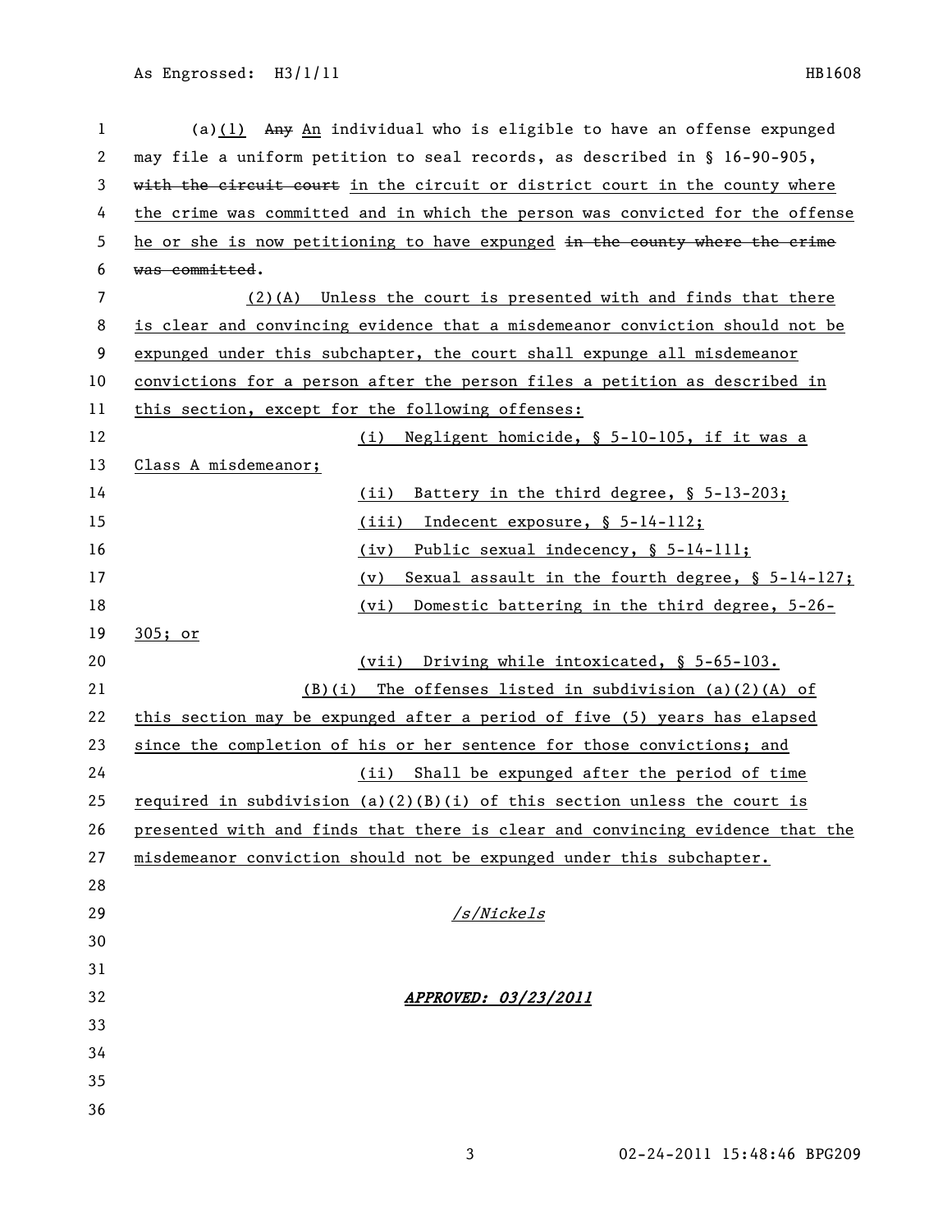(a)(1) ~~Any~~ An individual who is eligible to have an offense expunged may file a uniform petition to seal records, as described in § 16-90-905, ~~with the circuit court~~ in the circuit or district court in the county where the crime was committed and in which the person was convicted for the offense he or she is now petitioning to have expunged ~~in the county where the crime was committed~~.

(2)(A) Unless the court is presented with and finds that there is clear and convincing evidence that a misdemeanor conviction should not be expunged under this subchapter, the court shall expunge all misdemeanor convictions for a person after the person files a petition as described in this section, except for the following offenses:

(i) Negligent homicide, § 5-10-105, if it was a Class A misdemeanor;

(ii) Battery in the third degree, § 5-13-203;

(iii) Indecent exposure, § 5-14-112;

(iv) Public sexual indecency, § 5-14-111;

(v) Sexual assault in the fourth degree, § 5-14-127;

(vi) Domestic battering in the third degree, 5-26-305; or

(vii) Driving while intoxicated, § 5-65-103.

(B)(i) The offenses listed in subdivision (a)(2)(A) of this section may be expunged after a period of five (5) years has elapsed since the completion of his or her sentence for those convictions; and

(ii) Shall be expunged after the period of time required in subdivision (a)(2)(B)(i) of this section unless the court is presented with and finds that there is clear and convincing evidence that the misdemeanor conviction should not be expunged under this subchapter.

*/s/Nickels*

***APPROVED: 03/23/2011***